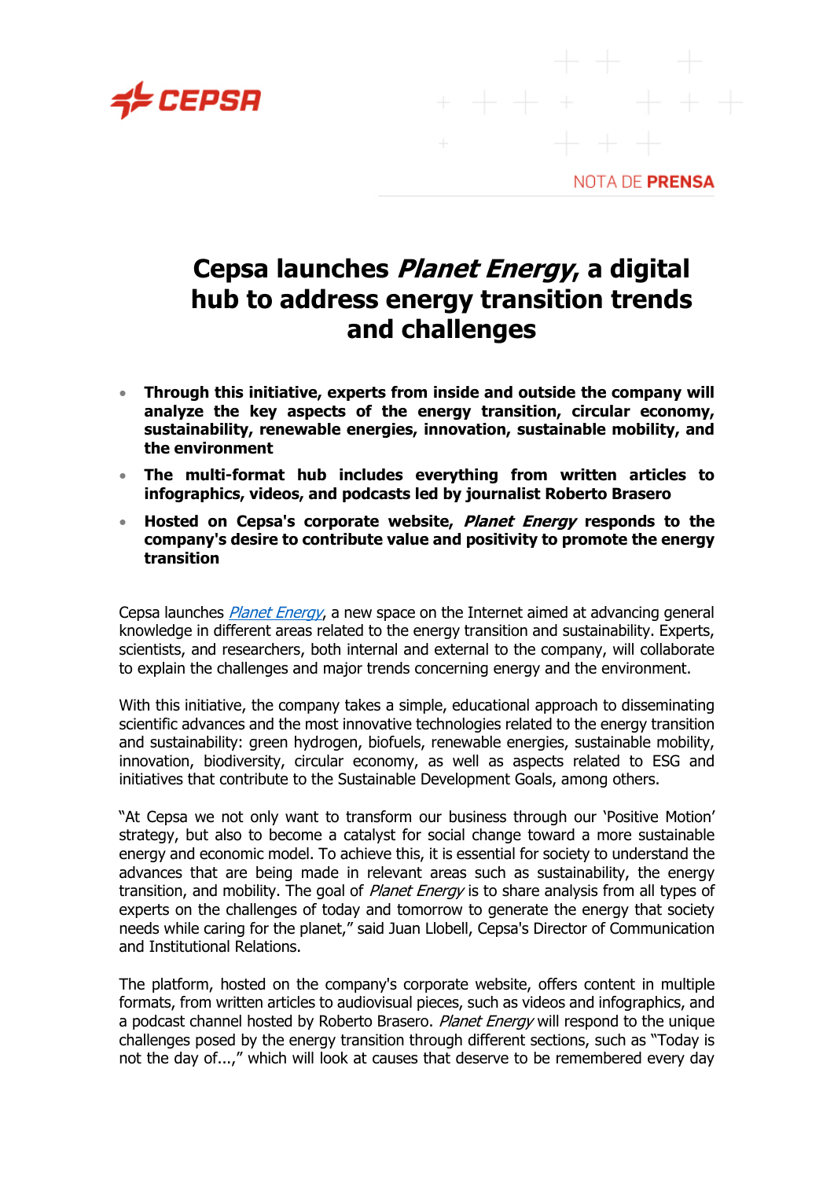NOTA DE **PRENSA**

# Cepsa launches *Planet Energy*, a digital hub to address energy transition trends and challenges

- **Through this initiative, experts from inside and outside the company will analyze the key aspects of the energy transition, circular economy, sustainability, renewable energies, innovation, sustainable mobility, and the environment**
- **The multi-format hub includes everything from written articles to infographics, videos, and podcasts led by journalist Roberto Brasero**
- **Hosted on Cepsa's corporate website, *Planet Energy* responds to the company's desire to contribute value and positivity to promote the energy transition**

Cepsa launches *Planet Energy*, a new space on the Internet aimed at advancing general knowledge in different areas related to the energy transition and sustainability. Experts, scientists, and researchers, both internal and external to the company, will collaborate to explain the challenges and major trends concerning energy and the environment.

With this initiative, the company takes a simple, educational approach to disseminating scientific advances and the most innovative technologies related to the energy transition and sustainability: green hydrogen, biofuels, renewable energies, sustainable mobility, innovation, biodiversity, circular economy, as well as aspects related to ESG and initiatives that contribute to the Sustainable Development Goals, among others.

"At Cepsa we not only want to transform our business through our 'Positive Motion' strategy, but also to become a catalyst for social change toward a more sustainable energy and economic model. To achieve this, it is essential for society to understand the advances that are being made in relevant areas such as sustainability, the energy transition, and mobility. The goal of *Planet Energy* is to share analysis from all types of experts on the challenges of today and tomorrow to generate the energy that society needs while caring for the planet," said Juan Llobell, Cepsa's Director of Communication and Institutional Relations.

The platform, hosted on the company's corporate website, offers content in multiple formats, from written articles to audiovisual pieces, such as videos and infographics, and a podcast channel hosted by Roberto Brasero. *Planet Energy* will respond to the unique challenges posed by the energy transition through different sections, such as "Today is not the day of...," which will look at causes that deserve to be remembered every day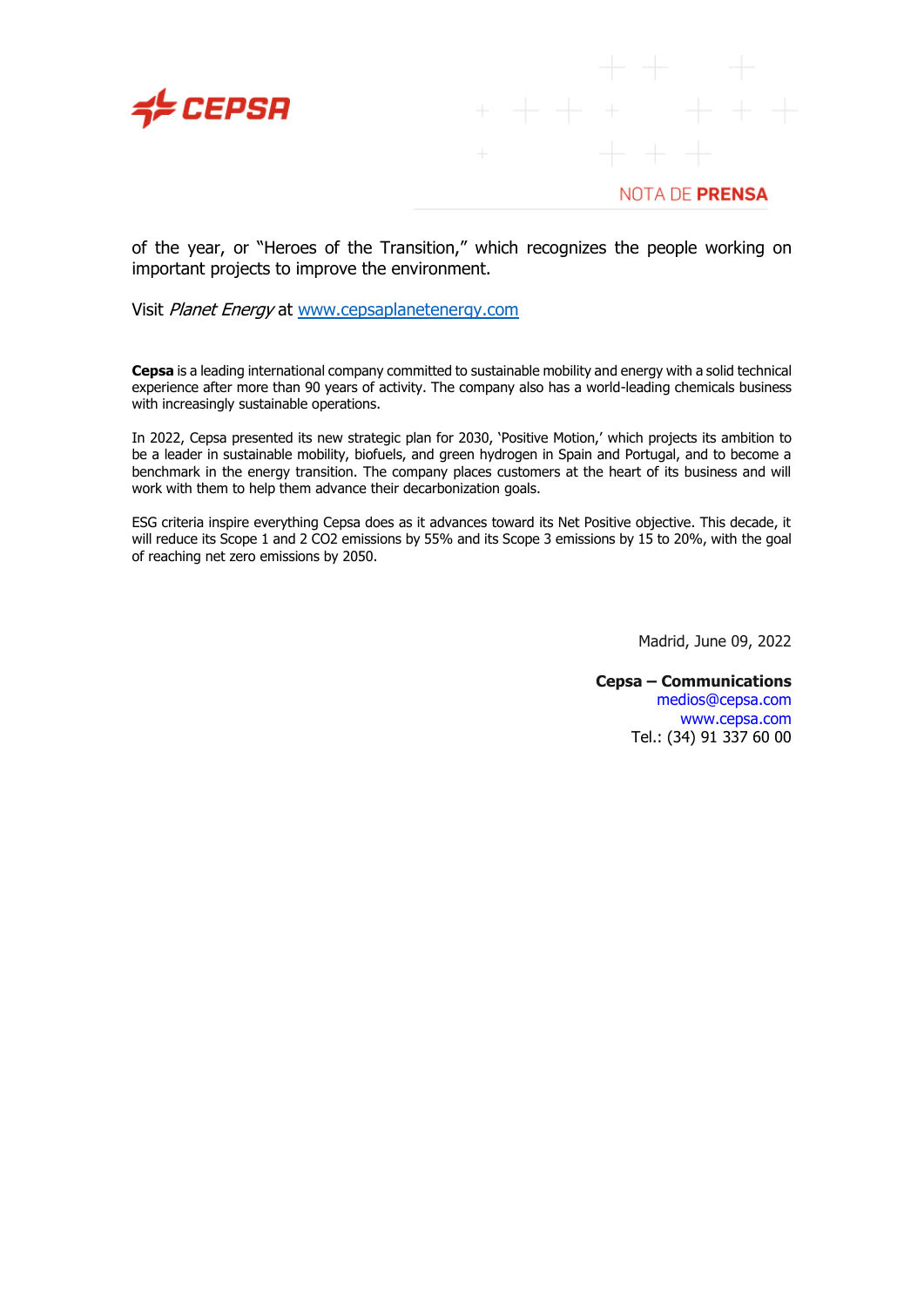of the year, or "Heroes of the Transition," which recognizes the people working on important projects to improve the environment.

Visit *Planet Energy* at www.cepsaplanetenergy.com

**Cepsa** is a leading international company committed to sustainable mobility and energy with a solid technical experience after more than 90 years of activity. The company also has a world-leading chemicals business with increasingly sustainable operations.

In 2022, Cepsa presented its new strategic plan for 2030, 'Positive Motion,' which projects its ambition to be a leader in sustainable mobility, biofuels, and green hydrogen in Spain and Portugal, and to become a benchmark in the energy transition. The company places customers at the heart of its business and will work with them to help them advance their decarbonization goals.

ESG criteria inspire everything Cepsa does as it advances toward its Net Positive objective. This decade, it will reduce its Scope 1 and 2 $CO_2$ emissions by 55% and its Scope 3 emissions by 15 to 20%, with the goal of reaching net zero emissions by 2050.

Madrid, June 09, 2022

**Cepsa – Communications**
medios@cepsa.com
www.cepsa.com
Tel.: (34) 91 337 60 00